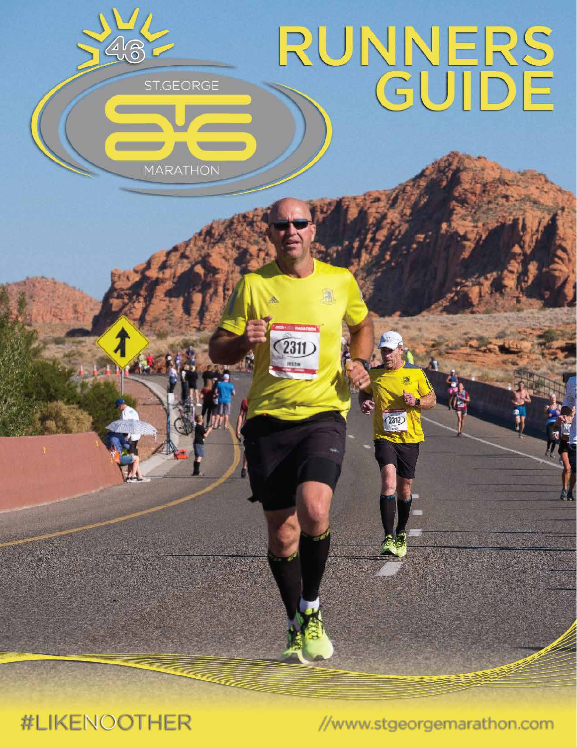46

ST.GEORGE

MARATHON

# RUNNERS GUIDE

#LIKENOOTHER

//www.stgeorgemarathon.com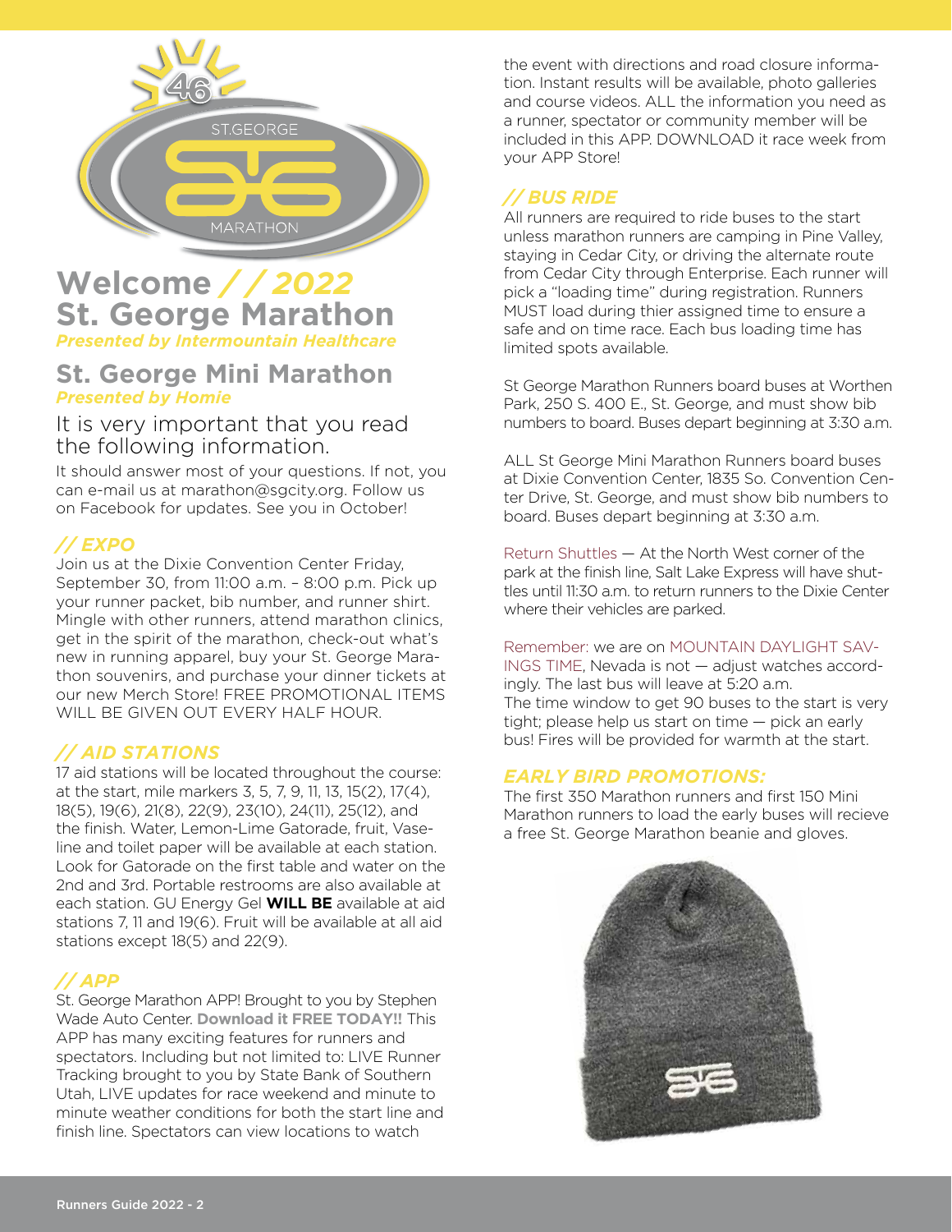# Welcome // 2022 St. George Marathon

*Presented by Intermountain Healthcare*

## St. George Mini Marathon

*Presented by Homie*

### It is very important that you read the following information.

It should answer most of your questions. If not, you can e-mail us at marathon@sgcity.org. Follow us on Facebook for updates. See you in October!

## // EXPO

Join us at the Dixie Convention Center Friday, September 30, from 11:00 a.m. – 8:00 p.m. Pick up your runner packet, bib number, and runner shirt. Mingle with other runners, attend marathon clinics, get in the spirit of the marathon, check-out what's new in running apparel, buy your St. George Marathon souvenirs, and purchase your dinner tickets at our new Merch Store! FREE PROMOTIONAL ITEMS WILL BE GIVEN OUT EVERY HALF HOUR.

## // AID STATIONS

17 aid stations will be located throughout the course: at the start, mile markers 3, 5, 7, 9, 11, 13, 15(2), 17(4), 18(5), 19(6), 21(8), 22(9), 23(10), 24(11), 25(12), and the finish. Water, Lemon-Lime Gatorade, fruit, Vaseline and toilet paper will be available at each station. Look for Gatorade on the first table and water on the 2nd and 3rd. Portable restrooms are also available at each station. GU Energy Gel **WILL BE** available at aid stations 7, 11 and 19(6). Fruit will be available at all aid stations except 18(5) and 22(9).

## // APP

St. George Marathon APP! Brought to you by Stephen Wade Auto Center. **Download it FREE TODAY!!** This APP has many exciting features for runners and spectators. Including but not limited to: LIVE Runner Tracking brought to you by State Bank of Southern Utah, LIVE updates for race weekend and minute to minute weather conditions for both the start line and finish line. Spectators can view locations to watch the event with directions and road closure information. Instant results will be available, photo galleries and course videos. ALL the information you need as a runner, spectator or community member will be included in this APP. DOWNLOAD it race week from your APP Store!

## // BUS RIDE

All runners are required to ride buses to the start unless marathon runners are camping in Pine Valley, staying in Cedar City, or driving the alternate route from Cedar City through Enterprise. Each runner will pick a "loading time" during registration. Runners MUST load during thier assigned time to ensure a safe and on time race. Each bus loading time has limited spots available.

St George Marathon Runners board buses at Worthen Park, 250 S. 400 E., St. George, and must show bib numbers to board. Buses depart beginning at 3:30 a.m.

ALL St George Mini Marathon Runners board buses at Dixie Convention Center, 1835 So. Convention Center Drive, St. George, and must show bib numbers to board. Buses depart beginning at 3:30 a.m.

Return Shuttles — At the North West corner of the park at the finish line, Salt Lake Express will have shuttles until 11:30 a.m. to return runners to the Dixie Center where their vehicles are parked.

Remember: we are on MOUNTAIN DAYLIGHT SAVINGS TIME, Nevada is not — adjust watches accordingly. The last bus will leave at 5:20 a.m.
The time window to get 90 buses to the start is very tight; please help us start on time — pick an early bus! Fires will be provided for warmth at the start.

## EARLY BIRD PROMOTIONS:

The first 350 Marathon runners and first 150 Mini Marathon runners to load the early buses will recieve a free St. George Marathon beanie and gloves.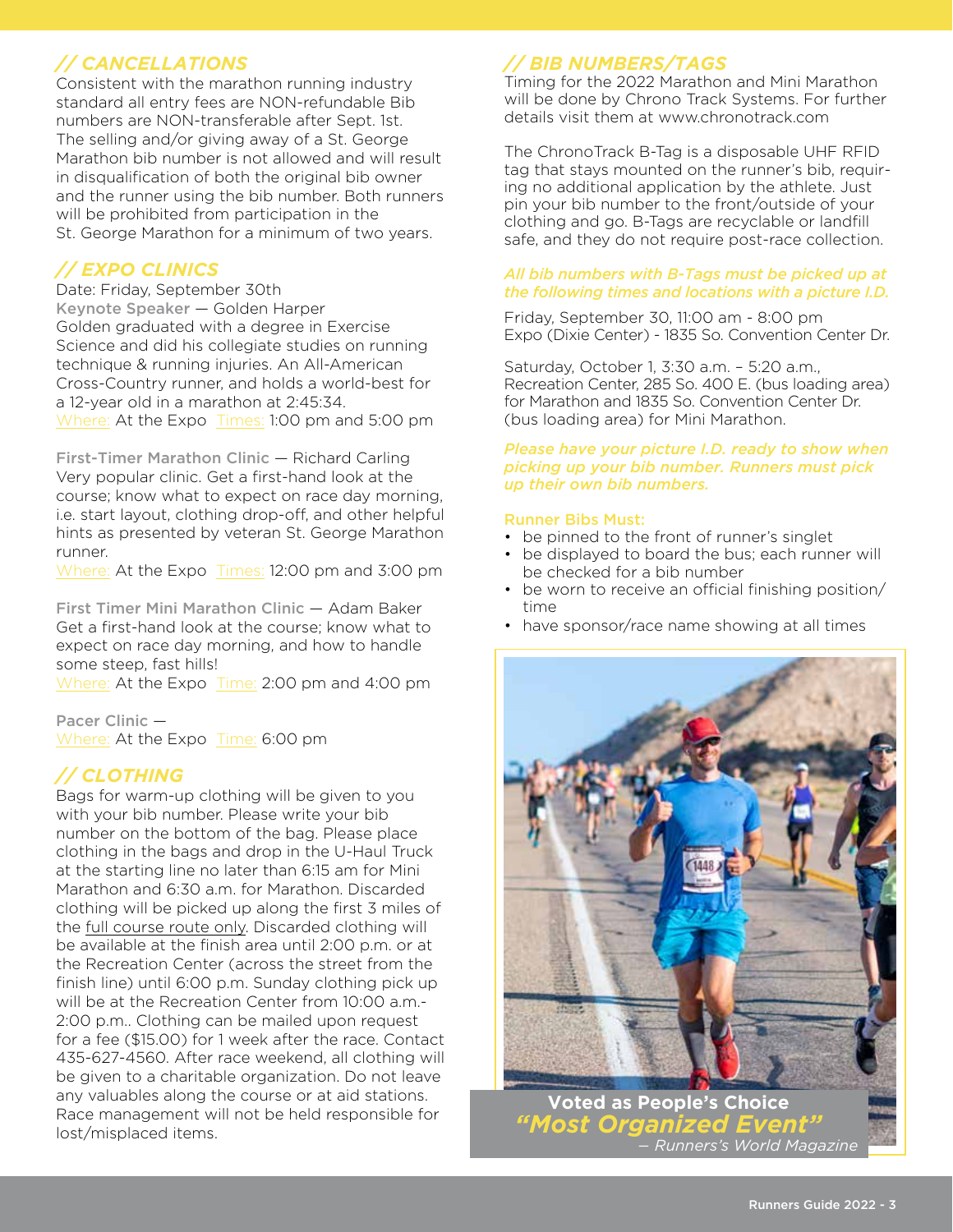## // CANCELLATIONS

Consistent with the marathon running industry standard all entry fees are NON-refundable Bib numbers are NON-transferable after Sept. 1st. The selling and/or giving away of a St. George Marathon bib number is not allowed and will result in disqualification of both the original bib owner and the runner using the bib number. Both runners will be prohibited from participation in the St. George Marathon for a minimum of two years.

## // EXPO CLINICS

Date: Friday, September 30th

**Keynote Speaker** — Golden Harper
Golden graduated with a degree in Exercise Science and did his collegiate studies on running technique & running injuries. An All-American Cross-Country runner, and holds a world-best for a 12-year old in a marathon at 2:45:34.
Where: At the Expo Times: 1:00 pm and 5:00 pm

**First-Timer Marathon Clinic** — Richard Carling
Very popular clinic. Get a first-hand look at the course; know what to expect on race day morning, i.e. start layout, clothing drop-off, and other helpful hints as presented by veteran St. George Marathon runner.
Where: At the Expo Times: 12:00 pm and 3:00 pm

**First Timer Mini Marathon Clinic** — Adam Baker
Get a first-hand look at the course; know what to expect on race day morning, and how to handle some steep, fast hills!
Where: At the Expo Time: 2:00 pm and 4:00 pm

**Pacer Clinic** —
Where: At the Expo Time: 6:00 pm

## // CLOTHING

Bags for warm-up clothing will be given to you with your bib number. Please write your bib number on the bottom of the bag. Please place clothing in the bags and drop in the U-Haul Truck at the starting line no later than 6:15 am for Mini Marathon and 6:30 a.m. for Marathon. Discarded clothing will be picked up along the first 3 miles of the full course route only. Discarded clothing will be available at the finish area until 2:00 p.m. or at the Recreation Center (across the street from the finish line) until 6:00 p.m. Sunday clothing pick up will be at the Recreation Center from 10:00 a.m.-2:00 p.m.. Clothing can be mailed upon request for a fee ($15.00) for 1 week after the race. Contact 435-627-4560. After race weekend, all clothing will be given to a charitable organization. Do not leave any valuables along the course or at aid stations. Race management will not be held responsible for lost/misplaced items.

## // BIB NUMBERS/TAGS

Timing for the 2022 Marathon and Mini Marathon will be done by Chrono Track Systems. For further details visit them at www.chronotrack.com

The ChronoTrack B-Tag is a disposable UHF RFID tag that stays mounted on the runner's bib, requiring no additional application by the athlete. Just pin your bib number to the front/outside of your clothing and go. B-Tags are recyclable or landfill safe, and they do not require post-race collection.

***All bib numbers with B-Tags must be picked up at the following times and locations with a picture I.D.***

Friday, September 30, 11:00 am - 8:00 pm
Expo (Dixie Center) - 1835 So. Convention Center Dr.

Saturday, October 1, 3:30 a.m. – 5:20 a.m., Recreation Center, 285 So. 400 E. (bus loading area) for Marathon and 1835 So. Convention Center Dr. (bus loading area) for Mini Marathon.

***Please have your picture I.D. ready to show when picking up your bib number. Runners must pick up their own bib numbers.***

**Runner Bibs Must:**

- be pinned to the front of runner's singlet
- be displayed to board the bus; each runner will be checked for a bib number
- be worn to receive an official finishing position/time
- have sponsor/race name showing at all times

**Voted as People's Choice**
***"Most Organized Event"***
*– Runners's World Magazine*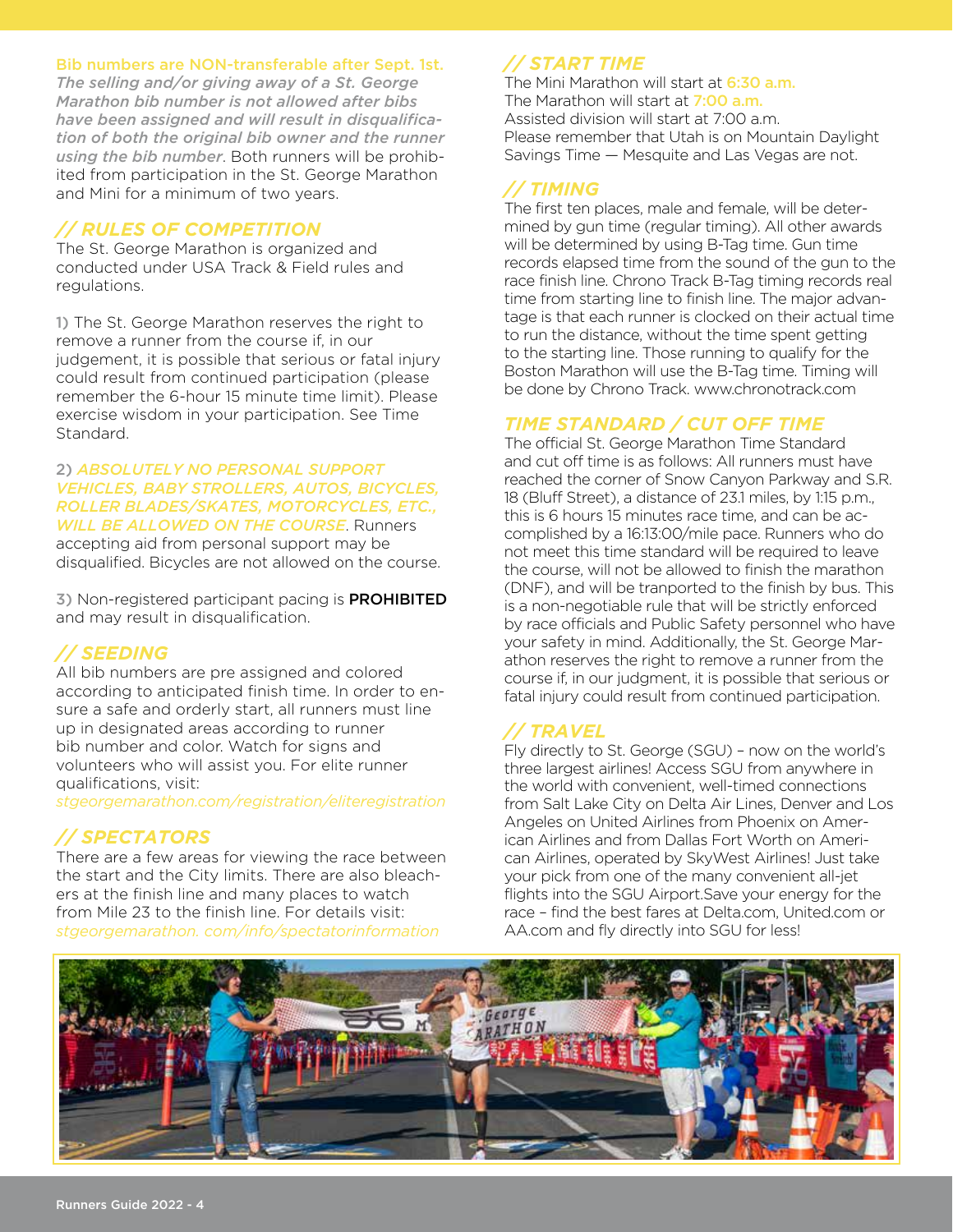**Bib numbers are NON-transferable after Sept. 1st.** *The selling and/or giving away of a St. George Marathon bib number is not allowed after bibs have been assigned and will result in disqualification of both the original bib owner and the runner using the bib number*. Both runners will be prohibited from participation in the St. George Marathon and Mini for a minimum of two years.

## // RULES OF COMPETITION

The St. George Marathon is organized and conducted under USA Track & Field rules and regulations.

1) The St. George Marathon reserves the right to remove a runner from the course if, in our judgement, it is possible that serious or fatal injury could result from continued participation (please remember the 6-hour 15 minute time limit). Please exercise wisdom in your participation. See Time Standard.

2) *ABSOLUTELY NO PERSONAL SUPPORT VEHICLES, BABY STROLLERS, AUTOS, BICYCLES, ROLLER BLADES/SKATES, MOTORCYCLES, ETC., WILL BE ALLOWED ON THE COURSE*. Runners accepting aid from personal support may be disqualified. Bicycles are not allowed on the course.

3) Non-registered participant pacing is **PROHIBITED** and may result in disqualification.

## // SEEDING

All bib numbers are pre assigned and colored according to anticipated finish time. In order to ensure a safe and orderly start, all runners must line up in designated areas according to runner bib number and color. Watch for signs and volunteers who will assist you. For elite runner qualifications, visit: *stgeorgemarathon.com/registration/eliteregistration*

## // SPECTATORS

There are a few areas for viewing the race between the start and the City limits. There are also bleachers at the finish line and many places to watch from Mile 23 to the finish line. For details visit: *stgeorgemarathon. com/info/spectatorinformation*

## // START TIME

The Mini Marathon will start at 6:30 a.m.
The Marathon will start at 7:00 a.m.
Assisted division will start at 7:00 a.m.
Please remember that Utah is on Mountain Daylight Savings Time — Mesquite and Las Vegas are not.

## // TIMING

The first ten places, male and female, will be determined by gun time (regular timing). All other awards will be determined by using B-Tag time. Gun time records elapsed time from the sound of the gun to the race finish line. Chrono Track B-Tag timing records real time from starting line to finish line. The major advantage is that each runner is clocked on their actual time to run the distance, without the time spent getting to the starting line. Those running to qualify for the Boston Marathon will use the B-Tag time. Timing will be done by Chrono Track. www.chronotrack.com

## TIME STANDARD / CUT OFF TIME

The official St. George Marathon Time Standard and cut off time is as follows: All runners must have reached the corner of Snow Canyon Parkway and S.R. 18 (Bluff Street), a distance of 23.1 miles, by 1:15 p.m., this is 6 hours 15 minutes race time, and can be accomplished by a 16:13:00/mile pace. Runners who do not meet this time standard will be required to leave the course, will not be allowed to finish the marathon (DNF), and will be tranported to the finish by bus. This is a non-negotiable rule that will be strictly enforced by race officials and Public Safety personnel who have your safety in mind. Additionally, the St. George Marathon reserves the right to remove a runner from the course if, in our judgment, it is possible that serious or fatal injury could result from continued participation.

## // TRAVEL

Fly directly to St. George (SGU) – now on the world's three largest airlines! Access SGU from anywhere in the world with convenient, well-timed connections from Salt Lake City on Delta Air Lines, Denver and Los Angeles on United Airlines from Phoenix on American Airlines and from Dallas Fort Worth on American Airlines, operated by SkyWest Airlines! Just take your pick from one of the many convenient all-jet flights into the SGU Airport.Save your energy for the race – find the best fares at Delta.com, United.com or AA.com and fly directly into SGU for less!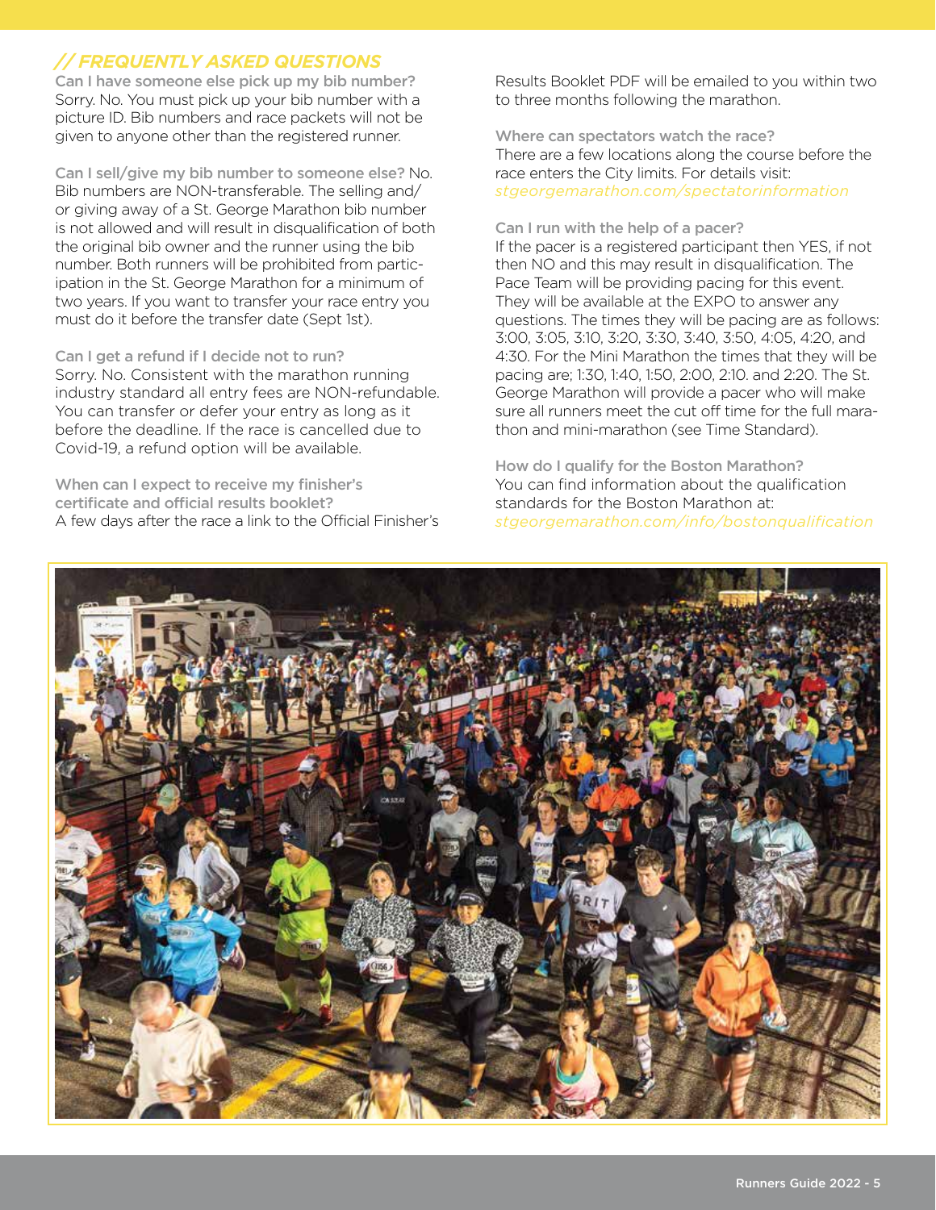## // FREQUENTLY ASKED QUESTIONS

**Can I have someone else pick up my bib number?**
Sorry. No. You must pick up your bib number with a picture ID. Bib numbers and race packets will not be given to anyone other than the registered runner.

**Can I sell/give my bib number to someone else?** No. Bib numbers are NON-transferable. The selling and/or giving away of a St. George Marathon bib number is not allowed and will result in disqualification of both the original bib owner and the runner using the bib number. Both runners will be prohibited from participation in the St. George Marathon for a minimum of two years. If you want to transfer your race entry you must do it before the transfer date (Sept 1st).

**Can I get a refund if I decide not to run?**
Sorry. No. Consistent with the marathon running industry standard all entry fees are NON-refundable. You can transfer or defer your entry as long as it before the deadline. If the race is cancelled due to Covid-19, a refund option will be available.

**When can I expect to receive my finisher's certificate and official results booklet?**
A few days after the race a link to the Official Finisher's Results Booklet PDF will be emailed to you within two to three months following the marathon.

**Where can spectators watch the race?**
There are a few locations along the course before the race enters the City limits. For details visit: *stgeorgemarathon.com/spectatorinformation*

**Can I run with the help of a pacer?**
If the pacer is a registered participant then YES, if not then NO and this may result in disqualification. The Pace Team will be providing pacing for this event. They will be available at the EXPO to answer any questions. The times they will be pacing are as follows: 3:00, 3:05, 3:10, 3:20, 3:30, 3:40, 3:50, 4:05, 4:20, and 4:30. For the Mini Marathon the times that they will be pacing are; 1:30, 1:40, 1:50, 2:00, 2:10. and 2:20. The St. George Marathon will provide a pacer who will make sure all runners meet the cut off time for the full marathon and mini-marathon (see Time Standard).

**How do I qualify for the Boston Marathon?**
You can find information about the qualification standards for the Boston Marathon at: *stgeorgemarathon.com/info/bostonqualification*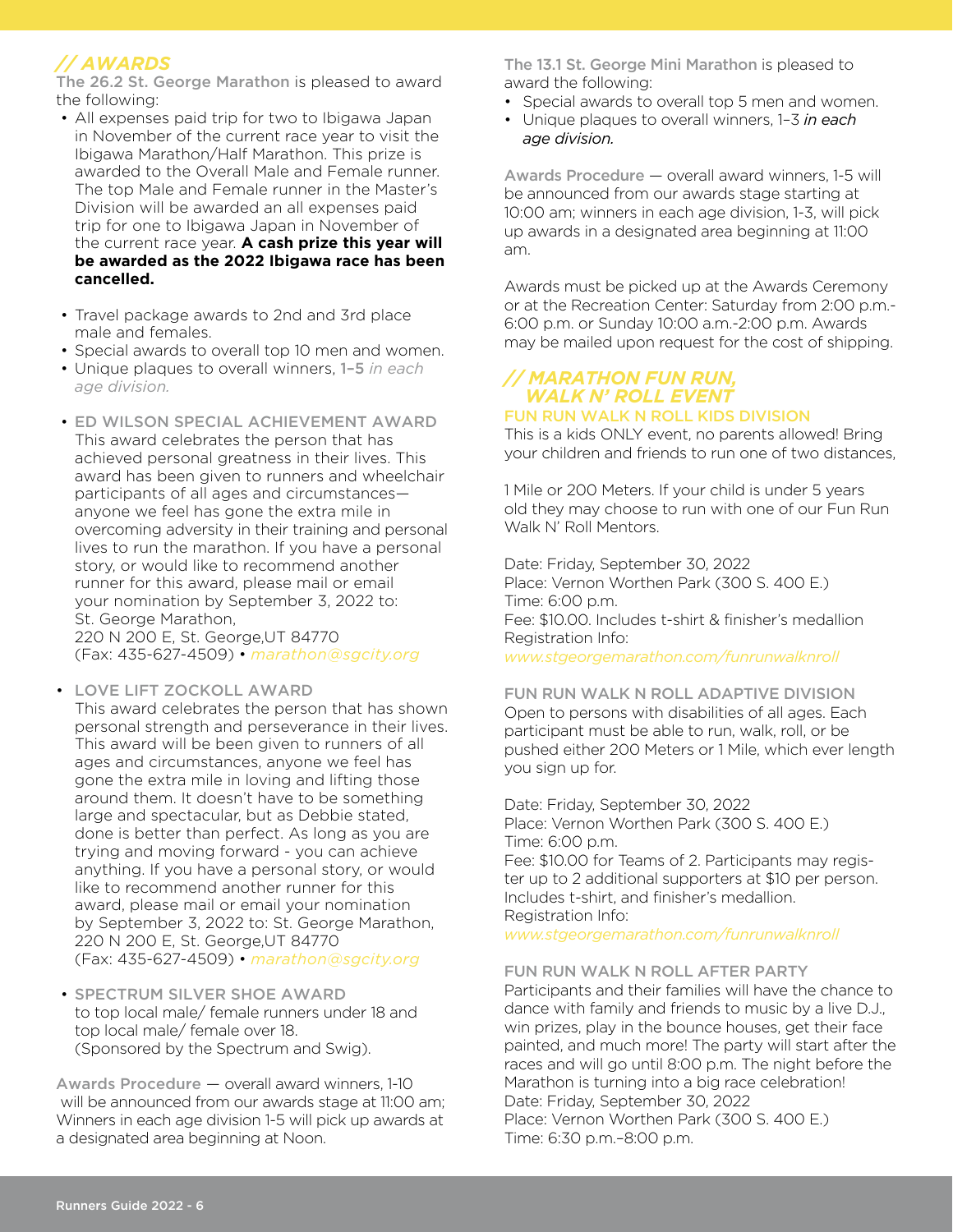## // AWARDS

**The 26.2 St. George Marathon** is pleased to award the following:

- All expenses paid trip for two to Ibigawa Japan in November of the current race year to visit the Ibigawa Marathon/Half Marathon. This prize is awarded to the Overall Male and Female runner. The top Male and Female runner in the Master's Division will be awarded an all expenses paid trip for one to Ibigawa Japan in November of the current race year. **A cash prize this year will be awarded as the 2022 Ibigawa race has been cancelled.**

- Travel package awards to 2nd and 3rd place male and females.
- Special awards to overall top 10 men and women.
- Unique plaques to overall winners, 1–5 *in each age division.*

- **ED WILSON SPECIAL ACHIEVEMENT AWARD**
  This award celebrates the person that has achieved personal greatness in their lives. This award has been given to runners and wheelchair participants of all ages and circumstances—anyone we feel has gone the extra mile in overcoming adversity in their training and personal lives to run the marathon. If you have a personal story, or would like to recommend another runner for this award, please mail or email your nomination by September 3, 2022 to:
  St. George Marathon,
  220 N 200 E, St. George,UT 84770
  (Fax: 435-627-4509) • *marathon@sgcity.org*

- **LOVE LIFT ZOCKOLL AWARD**
  This award celebrates the person that has shown personal strength and perseverance in their lives. This award will be been given to runners of all ages and circumstances, anyone we feel has gone the extra mile in loving and lifting those around them. It doesn't have to be something large and spectacular, but as Debbie stated, done is better than perfect. As long as you are trying and moving forward - you can achieve anything. If you have a personal story, or would like to recommend another runner for this award, please mail or email your nomination by September 3, 2022 to: St. George Marathon, 220 N 200 E, St. George,UT 84770
  (Fax: 435-627-4509) • *marathon@sgcity.org*

- **SPECTRUM SILVER SHOE AWARD**
  to top local male/ female runners under 18 and top local male/ female over 18.
  (Sponsored by the Spectrum and Swig).

**Awards Procedure** — overall award winners, 1-10 will be announced from our awards stage at 11:00 am; Winners in each age division 1-5 will pick up awards at a designated area beginning at Noon.

**The 13.1 St. George Mini Marathon** is pleased to award the following:

- Special awards to overall top 5 men and women.
- Unique plaques to overall winners, 1–3 *in each age division.*

**Awards Procedure** — overall award winners, 1-5 will be announced from our awards stage starting at 10:00 am; winners in each age division, 1-3, will pick up awards in a designated area beginning at 11:00 am.

Awards must be picked up at the Awards Ceremony or at the Recreation Center: Saturday from 2:00 p.m.-6:00 p.m. or Sunday 10:00 a.m.-2:00 p.m. Awards may be mailed upon request for the cost of shipping.

## // MARATHON FUN RUN, WALK N' ROLL EVENT

### FUN RUN WALK N ROLL KIDS DIVISION

This is a kids ONLY event, no parents allowed! Bring your children and friends to run one of two distances,

1 Mile or 200 Meters. If your child is under 5 years old they may choose to run with one of our Fun Run Walk N' Roll Mentors.

Date: Friday, September 30, 2022
Place: Vernon Worthen Park (300 S. 400 E.)
Time: 6:00 p.m.
Fee: $10.00. Includes t-shirt & finisher's medallion
Registration Info:
*www.stgeorgemarathon.com/funrunwalknroll*

### FUN RUN WALK N ROLL ADAPTIVE DIVISION

Open to persons with disabilities of all ages. Each participant must be able to run, walk, roll, or be pushed either 200 Meters or 1 Mile, which ever length you sign up for.

Date: Friday, September 30, 2022
Place: Vernon Worthen Park (300 S. 400 E.)
Time: 6:00 p.m.
Fee: $10.00 for Teams of 2. Participants may register up to 2 additional supporters at $10 per person. Includes t-shirt, and finisher's medallion.
Registration Info:
*www.stgeorgemarathon.com/funrunwalknroll*

### FUN RUN WALK N ROLL AFTER PARTY

Participants and their families will have the chance to dance with family and friends to music by a live D.J., win prizes, play in the bounce houses, get their face painted, and much more! The party will start after the races and will go until 8:00 p.m. The night before the Marathon is turning into a big race celebration!
Date: Friday, September 30, 2022
Place: Vernon Worthen Park (300 S. 400 E.)
Time: 6:30 p.m.–8:00 p.m.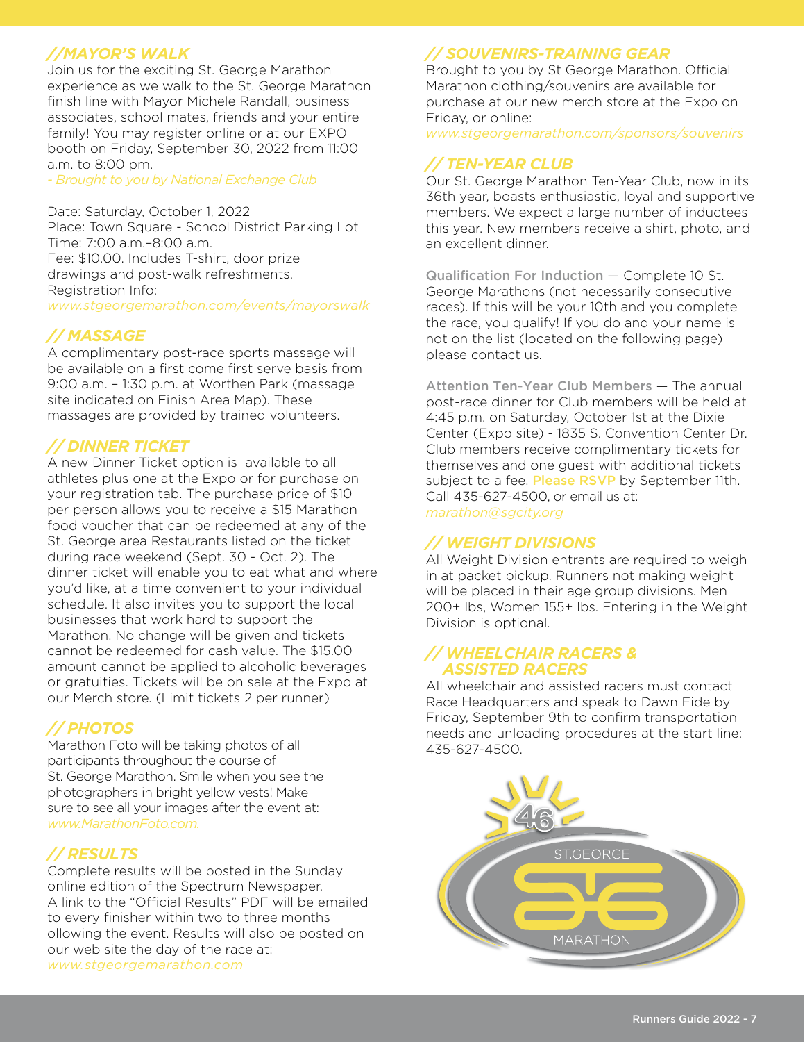## // MAYOR'S WALK

Join us for the exciting St. George Marathon experience as we walk to the St. George Marathon finish line with Mayor Michele Randall, business associates, school mates, friends and your entire family! You may register online or at our EXPO booth on Friday, September 30, 2022 from 11:00 a.m. to 8:00 pm.

*- Brought to you by National Exchange Club*

Date: Saturday, October 1, 2022
Place: Town Square - School District Parking Lot
Time: 7:00 a.m.–8:00 a.m.
Fee: $10.00. Includes T-shirt, door prize drawings and post-walk refreshments.
Registration Info:
*www.stgeorgemarathon.com/events/mayorswalk*

## // MASSAGE

A complimentary post-race sports massage will be available on a first come first serve basis from 9:00 a.m. – 1:30 p.m. at Worthen Park (massage site indicated on Finish Area Map). These massages are provided by trained volunteers.

## // DINNER TICKET

A new Dinner Ticket option is available to all athletes plus one at the Expo or for purchase on your registration tab. The purchase price of $10 per person allows you to receive a $15 Marathon food voucher that can be redeemed at any of the St. George area Restaurants listed on the ticket during race weekend (Sept. 30 - Oct. 2). The dinner ticket will enable you to eat what and where you'd like, at a time convenient to your individual schedule. It also invites you to support the local businesses that work hard to support the Marathon. No change will be given and tickets cannot be redeemed for cash value. The $15.00 amount cannot be applied to alcoholic beverages or gratuities. Tickets will be on sale at the Expo at our Merch store. (Limit tickets 2 per runner)

## // PHOTOS

Marathon Foto will be taking photos of all participants throughout the course of St. George Marathon. Smile when you see the photographers in bright yellow vests! Make sure to see all your images after the event at: *www.MarathonFoto.com.*

## // RESULTS

Complete results will be posted in the Sunday online edition of the Spectrum Newspaper. A link to the "Official Results" PDF will be emailed to every finisher within two to three months ollowing the event. Results will also be posted on our web site the day of the race at: *www.stgeorgemarathon.com*

## // SOUVENIRS-TRAINING GEAR

Brought to you by St George Marathon. Official Marathon clothing/souvenirs are available for purchase at our new merch store at the Expo on Friday, or online:
*www.stgeorgemarathon.com/sponsors/souvenirs*

## // TEN-YEAR CLUB

Our St. George Marathon Ten-Year Club, now in its 36th year, boasts enthusiastic, loyal and supportive members. We expect a large number of inductees this year. New members receive a shirt, photo, and an excellent dinner.

**Qualification For Induction** — Complete 10 St. George Marathons (not necessarily consecutive races). If this will be your 10th and you complete the race, you qualify! If you do and your name is not on the list (located on the following page) please contact us.

**Attention Ten-Year Club Members** — The annual post-race dinner for Club members will be held at 4:45 p.m. on Saturday, October 1st at the Dixie Center (Expo site) - 1835 S. Convention Center Dr. Club members receive complimentary tickets for themselves and one guest with additional tickets subject to a fee. **Please RSVP** by September 11th. Call 435-627-4500, or email us at: *marathon@sgcity.org*

## // WEIGHT DIVISIONS

All Weight Division entrants are required to weigh in at packet pickup. Runners not making weight will be placed in their age group divisions. Men 200+ lbs, Women 155+ lbs. Entering in the Weight Division is optional.

## // WHEELCHAIR RACERS & ASSISTED RACERS

All wheelchair and assisted racers must contact Race Headquarters and speak to Dawn Eide by Friday, September 9th to confirm transportation needs and unloading procedures at the start line: 435-627-4500.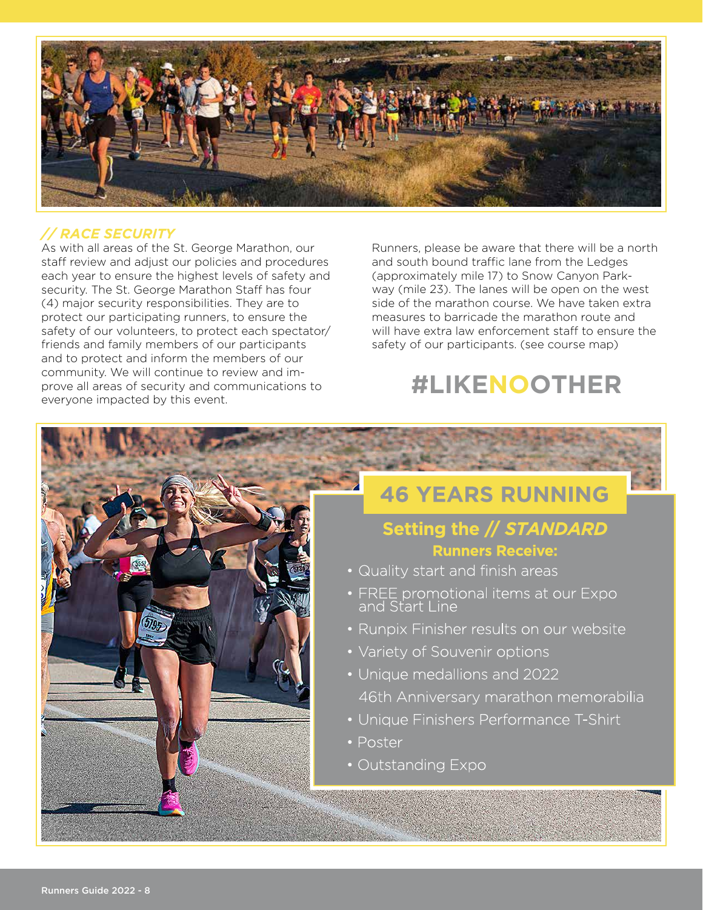## // RACE SECURITY

As with all areas of the St. George Marathon, our staff review and adjust our policies and procedures each year to ensure the highest levels of safety and security. The St. George Marathon Staff has four (4) major security responsibilities. They are to protect our participating runners, to ensure the safety of our volunteers, to protect each spectator/ friends and family members of our participants and to protect and inform the members of our community. We will continue to review and improve all areas of security and communications to everyone impacted by this event.

Runners, please be aware that there will be a north and south bound traffic lane from the Ledges (approximately mile 17) to Snow Canyon Parkway (mile 23). The lanes will be open on the west side of the marathon course. We have taken extra measures to barricade the marathon route and will have extra law enforcement staff to ensure the safety of our participants. (see course map)

# #LIKENOOTHER

## 46 YEARS RUNNING

### Setting the // *STANDARD*

**Runners Receive:**

- Quality start and finish areas
- FREE promotional items at our Expo and Start Line
- Runpix Finisher results on our website
- Variety of Souvenir options
- Unique medallions and 2022 46th Anniversary marathon memorabilia
- Unique Finishers Performance T-Shirt
- Poster
- Outstanding Expo